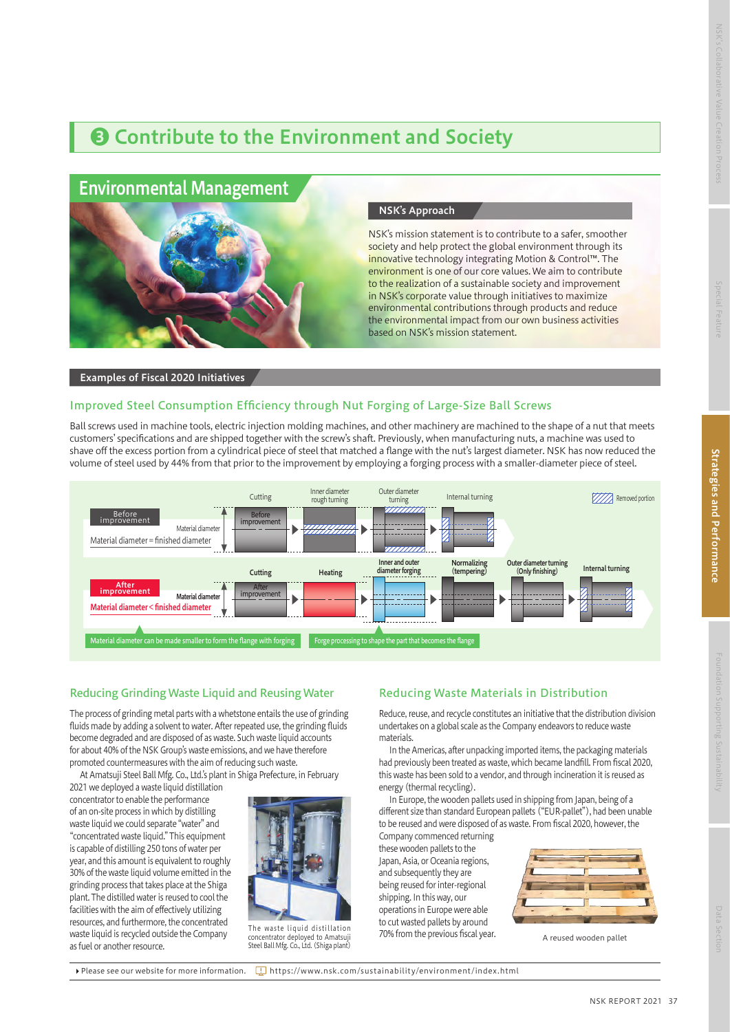# ❸ Contribute to the Environment and Society

## Environmental Management

### NSK's Approach

NSK's mission statement is to contribute to a safer, smoother society and help protect the global environment through its innovative technology integrating Motion & Control™. The environment is one of our core values. We aim to contribute to the realization of a sustainable society and improvement in NSK's corporate value through initiatives to maximize environmental contributions through products and reduce the environmental impact from our own business activities based on NSK's mission statement.

### Examples of Fiscal 2020 Initiatives

#### Improved Steel Consumption Efficiency through Nut Forging of Large-Size Ball Screws

Ball screws used in machine tools, electric injection molding machines, and other machinery are machined to the shape of a nut that meets customers' specifications and are shipped together with the screw's shaft. Previously, when manufacturing nuts, a machine was used to shave off the excess portion from a cylindrical piece of steel that matched a flange with the nut's largest diameter. NSK has now reduced the volume of steel used by 44% from that prior to the improvement by employing a forging process with a smaller-diameter piece of steel.

**Before improvement** — Material diameter = finished diameter: Cutting → Inner diameter rough turning → Outer diameter turning → Internal turning

**After improvement** — Material diameter < finished diameter: Cutting → Heating → Inner and outer diameter forging → Normalizing (tempering) → Outer diameter turning (Only finishing) → Internal turning

Removed portion

Material diameter can be made smaller to form the flange with forging

Forge processing to shape the part that becomes the flange

#### Reducing Grinding Waste Liquid and Reusing Water

The process of grinding metal parts with a whetstone entails the use of grinding fluids made by adding a solvent to water. After repeated use, the grinding fluids become degraded and are disposed of as waste. Such waste liquid accounts for about 40% of the NSK Group's waste emissions, and we have therefore promoted countermeasures with the aim of reducing such waste.

At Amatsuji Steel Ball Mfg. Co., Ltd.'s plant in Shiga Prefecture, in February 2021 we deployed a waste liquid distillation concentrator to enable the performance of an on-site process in which by distilling waste liquid we could separate "water" and "concentrated waste liquid." This equipment is capable of distilling 250 tons of water per year, and this amount is equivalent to roughly 30% of the waste liquid volume emitted in the grinding process that takes place at the Shiga plant. The distilled water is reused to cool the facilities with the aim of effectively utilizing resources, and furthermore, the concentrated waste liquid is recycled outside the Company as fuel or another resource.

The waste liquid distillation concentrator deployed to Amatsuji Steel Ball Mfg. Co., Ltd. (Shiga plant)

#### Reducing Waste Materials in Distribution

Reduce, reuse, and recycle constitutes an initiative that the distribution division undertakes on a global scale as the Company endeavors to reduce waste materials.

In the Americas, after unpacking imported items, the packaging materials had previously been treated as waste, which became landfill. From fiscal 2020, this waste has been sold to a vendor, and through incineration it is reused as energy (thermal recycling).

In Europe, the wooden pallets used in shipping from Japan, being of a different size than standard European pallets ("EUR-pallet"), had been unable to be reused and were disposed of as waste. From fiscal 2020, however, the Company commenced returning these wooden pallets to the Japan, Asia, or Oceania regions, and subsequently they are being reused for inter-regional shipping. In this way, our operations in Europe were able to cut wasted pallets by around 70% from the previous fiscal year.

A reused wooden pallet

▸ Please see our website for more information. https://www.nsk.com/sustainability/environment/index.html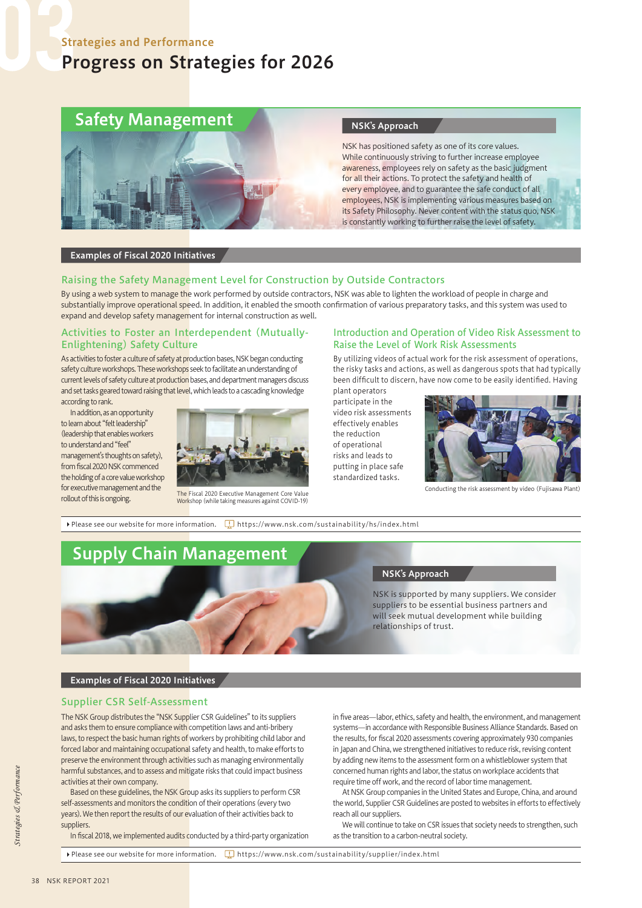# Progress on Strategies for 2026

## Safety Management

### NSK's Approach

NSK has positioned safety as one of its core values. While continuously striving to further increase employee awareness, employees rely on safety as the basic judgment for all their actions. To protect the safety and health of every employee, and to guarantee the safe conduct of all employees, NSK is implementing various measures based on its Safety Philosophy. Never content with the status quo, NSK is constantly working to further raise the level of safety.

### Examples of Fiscal 2020 Initiatives

#### Raising the Safety Management Level for Construction by Outside Contractors

By using a web system to manage the work performed by outside contractors, NSK was able to lighten the workload of people in charge and substantially improve operational speed. In addition, it enabled the smooth confirmation of various preparatory tasks, and this system was used to expand and develop safety management for internal construction as well.

#### Activities to Foster an Interdependent (Mutually-Enlightening) Safety Culture

As activities to foster a culture of safety at production bases, NSK began conducting safety culture workshops. These workshops seek to facilitate an understanding of current levels of safety culture at production bases, and department managers discuss and set tasks geared toward raising that level, which leads to a cascading knowledge according to rank.

In addition, as an opportunity to learn about "felt leadership" (leadership that enables workers to understand and "feel" management's thoughts on safety), from fiscal 2020 NSK commenced the holding of a core value workshop for executive management and the rollout of this is ongoing.

The Fiscal 2020 Executive Management Core Value Workshop (while taking measures against COVID-19)

#### Introduction and Operation of Video Risk Assessment to Raise the Level of Work Risk Assessments

By utilizing videos of actual work for the risk assessment of operations, the risky tasks and actions, as well as dangerous spots that had typically been difficult to discern, have now come to be easily identified. Having plant operators participate in the video risk assessments effectively enables the reduction of operational risks and leads to putting in place safe standardized tasks.

Conducting the risk assessment by video (Fujisawa Plant)

Please see our website for more information. https://www.nsk.com/sustainability/hs/index.html

## Supply Chain Management

### NSK's Approach

NSK is supported by many suppliers. We consider suppliers to be essential business partners and will seek mutual development while building relationships of trust.

### Examples of Fiscal 2020 Initiatives

#### Supplier CSR Self-Assessment

The NSK Group distributes the "NSK Supplier CSR Guidelines" to its suppliers and asks them to ensure compliance with competition laws and anti-bribery laws, to respect the basic human rights of workers by prohibiting child labor and forced labor and maintaining occupational safety and health, to make efforts to preserve the environment through activities such as managing environmentally harmful substances, and to assess and mitigate risks that could impact business activities at their own company.

Based on these guidelines, the NSK Group asks its suppliers to perform CSR self-assessments and monitors the condition of their operations (every two years). We then report the results of our evaluation of their activities back to suppliers.

In fiscal 2018, we implemented audits conducted by a third-party organization in five areas—labor, ethics, safety and health, the environment, and management systems—in accordance with Responsible Business Alliance Standards. Based on the results, for fiscal 2020 assessments covering approximately 930 companies in Japan and China, we strengthened initiatives to reduce risk, revising content by adding new items to the assessment form on a whistleblower system that concerned human rights and labor, the status on workplace accidents that require time off work, and the record of labor time management.

At NSK Group companies in the United States and Europe, China, and around the world, Supplier CSR Guidelines are posted to websites in efforts to effectively reach all our suppliers.

We will continue to take on CSR issues that society needs to strengthen, such as the transition to a carbon-neutral society.

Please see our website for more information. https://www.nsk.com/sustainability/supplier/index.html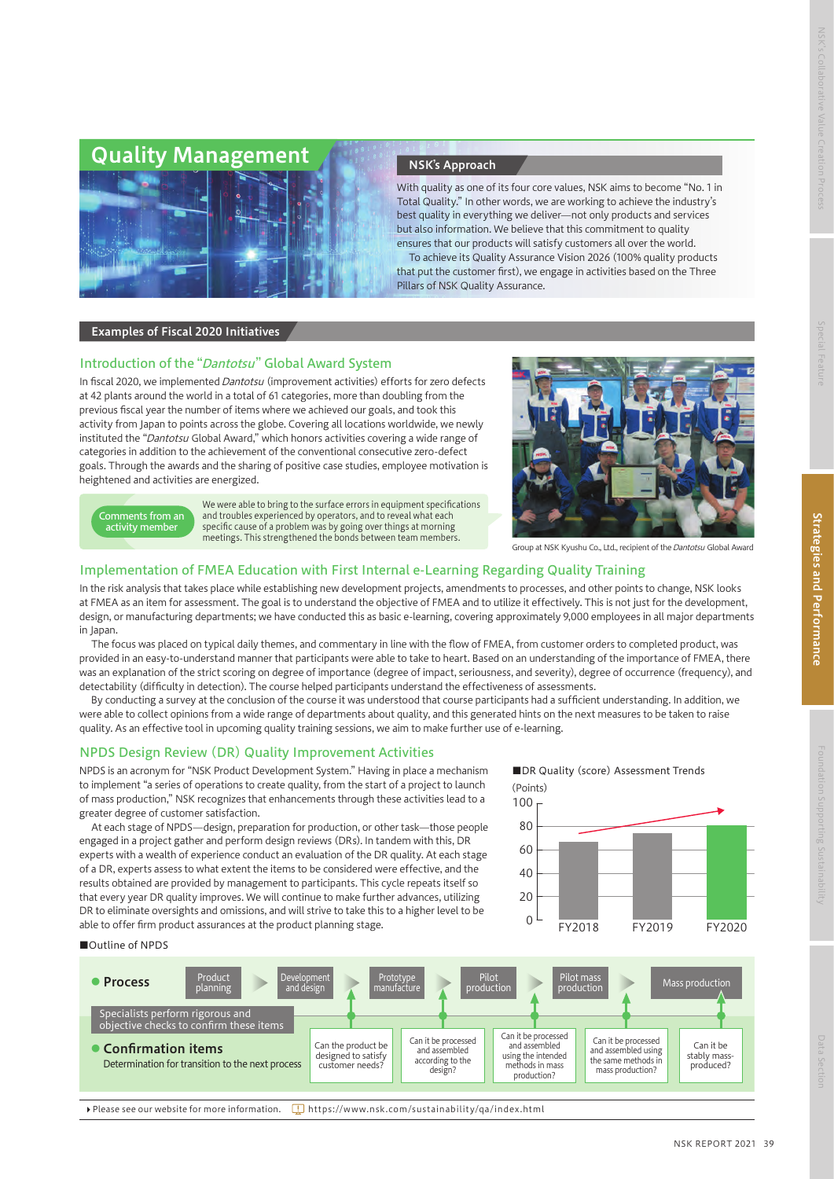# Quality Management

## NSK's Approach

With quality as one of its four core values, NSK aims to become "No. 1 in Total Quality." In other words, we are working to achieve the industry's best quality in everything we deliver—not only products and services but also information. We believe that this commitment to quality ensures that our products will satisfy customers all over the world.

To achieve its Quality Assurance Vision 2026 (100% quality products that put the customer first), we engage in activities based on the Three Pillars of NSK Quality Assurance.

## Examples of Fiscal 2020 Initiatives

### Introduction of the "*Dantotsu*" Global Award System

In fiscal 2020, we implemented *Dantotsu* (improvement activities) efforts for zero defects at 42 plants around the world in a total of 61 categories, more than doubling from the previous fiscal year the number of items where we achieved our goals, and took this activity from Japan to points across the globe. Covering all locations worldwide, we newly instituted the "*Dantotsu* Global Award," which honors activities covering a wide range of categories in addition to the achievement of the conventional consecutive zero-defect goals. Through the awards and the sharing of positive case studies, employee motivation is heightened and activities are energized.

**Comments from an activity member**

We were able to bring to the surface errors in equipment specifications and troubles experienced by operators, and to reveal what each specific cause of a problem was by going over things at morning meetings. This strengthened the bonds between team members.

Group at NSK Kyushu Co., Ltd., recipient of the *Dantotsu* Global Award

### Implementation of FMEA Education with First Internal e-Learning Regarding Quality Training

In the risk analysis that takes place while establishing new development projects, amendments to processes, and other points to change, NSK looks at FMEA as an item for assessment. The goal is to understand the objective of FMEA and to utilize it effectively. This is not just for the development, design, or manufacturing departments; we have conducted this as basic e-learning, covering approximately 9,000 employees in all major departments in Japan.

The focus was placed on typical daily themes, and commentary in line with the flow of FMEA, from customer orders to completed product, was provided in an easy-to-understand manner that participants were able to take to heart. Based on an understanding of the importance of FMEA, there was an explanation of the strict scoring on degree of importance (degree of impact, seriousness, and severity), degree of occurrence (frequency), and detectability (difficulty in detection). The course helped participants understand the effectiveness of assessments.

By conducting a survey at the conclusion of the course it was understood that course participants had a sufficient understanding. In addition, we were able to collect opinions from a wide range of departments about quality, and this generated hints on the next measures to be taken to raise quality. As an effective tool in upcoming quality training sessions, we aim to make further use of e-learning.

### NPDS Design Review (DR) Quality Improvement Activities

NPDS is an acronym for "NSK Product Development System." Having in place a mechanism to implement "a series of operations to create quality, from the start of a project to launch of mass production," NSK recognizes that enhancements through these activities lead to a greater degree of customer satisfaction.

At each stage of NPDS—design, preparation for production, or other task—those people engaged in a project gather and perform design reviews (DRs). In tandem with this, DR experts with a wealth of experience conduct an evaluation of the DR quality. At each stage of a DR, experts assess to what extent the items to be considered were effective, and the results obtained are provided to management to participants. This cycle repeats itself so that every year DR quality improves. We will continue to make further advances, utilizing DR to eliminate oversights and omissions, and will strive to take this to a higher level to be able to offer firm product assurances at the product planning stage.

■DR Quality (score) Assessment Trends

(Points)
100
80
60
40
20
0
FY2018
FY2019
FY2020

■Outline of NPDS

**Process**
Product planning → Development and design → Prototype manufacture → Pilot production → Pilot mass production → Mass production

Specialists perform rigorous and objective checks to confirm these items

**Confirmation items**
Determination for transition to the next process

- Can the product be designed to satisfy customer needs?
- Can it be processed and assembled according to the design?
- Can it be processed and assembled using the intended methods in mass production?
- Can it be processed and assembled using the same methods in mass production?
- Can it be stably mass-produced?

▸Please see our website for more information. https://www.nsk.com/sustainability/qa/index.html